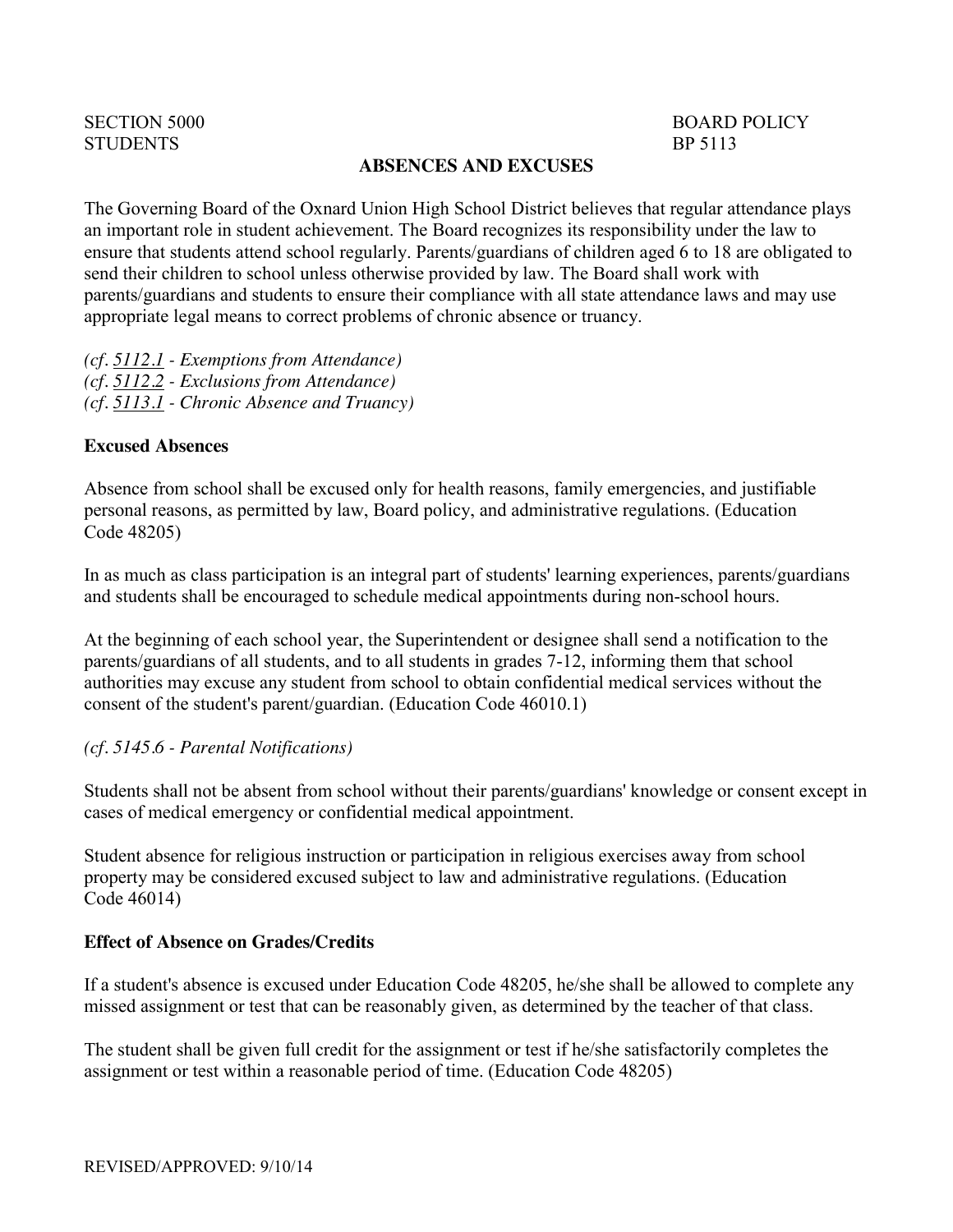SECTION 5000 BOARD POLICY
STUDENTS BP 5113

# ABSENCES AND EXCUSES

The Governing Board of the Oxnard Union High School District believes that regular attendance plays an important role in student achievement. The Board recognizes its responsibility under the law to ensure that students attend school regularly. Parents/guardians of children aged 6 to 18 are obligated to send their children to school unless otherwise provided by law. The Board shall work with parents/guardians and students to ensure their compliance with all state attendance laws and may use appropriate legal means to correct problems of chronic absence or truancy.

*(cf. 5112.1 - Exemptions from Attendance)*
*(cf. 5112.2 - Exclusions from Attendance)*
*(cf. 5113.1 - Chronic Absence and Truancy)*

**Excused Absences**

Absence from school shall be excused only for health reasons, family emergencies, and justifiable personal reasons, as permitted by law, Board policy, and administrative regulations. (Education Code 48205)

In as much as class participation is an integral part of students' learning experiences, parents/guardians and students shall be encouraged to schedule medical appointments during non-school hours.

At the beginning of each school year, the Superintendent or designee shall send a notification to the parents/guardians of all students, and to all students in grades 7-12, informing them that school authorities may excuse any student from school to obtain confidential medical services without the consent of the student's parent/guardian. (Education Code 46010.1)

*(cf. 5145.6 - Parental Notifications)*

Students shall not be absent from school without their parents/guardians' knowledge or consent except in cases of medical emergency or confidential medical appointment.

Student absence for religious instruction or participation in religious exercises away from school property may be considered excused subject to law and administrative regulations. (Education Code 46014)

**Effect of Absence on Grades/Credits**

If a student's absence is excused under Education Code 48205, he/she shall be allowed to complete any missed assignment or test that can be reasonably given, as determined by the teacher of that class.

The student shall be given full credit for the assignment or test if he/she satisfactorily completes the assignment or test within a reasonable period of time. (Education Code 48205)

REVISED/APPROVED: 9/10/14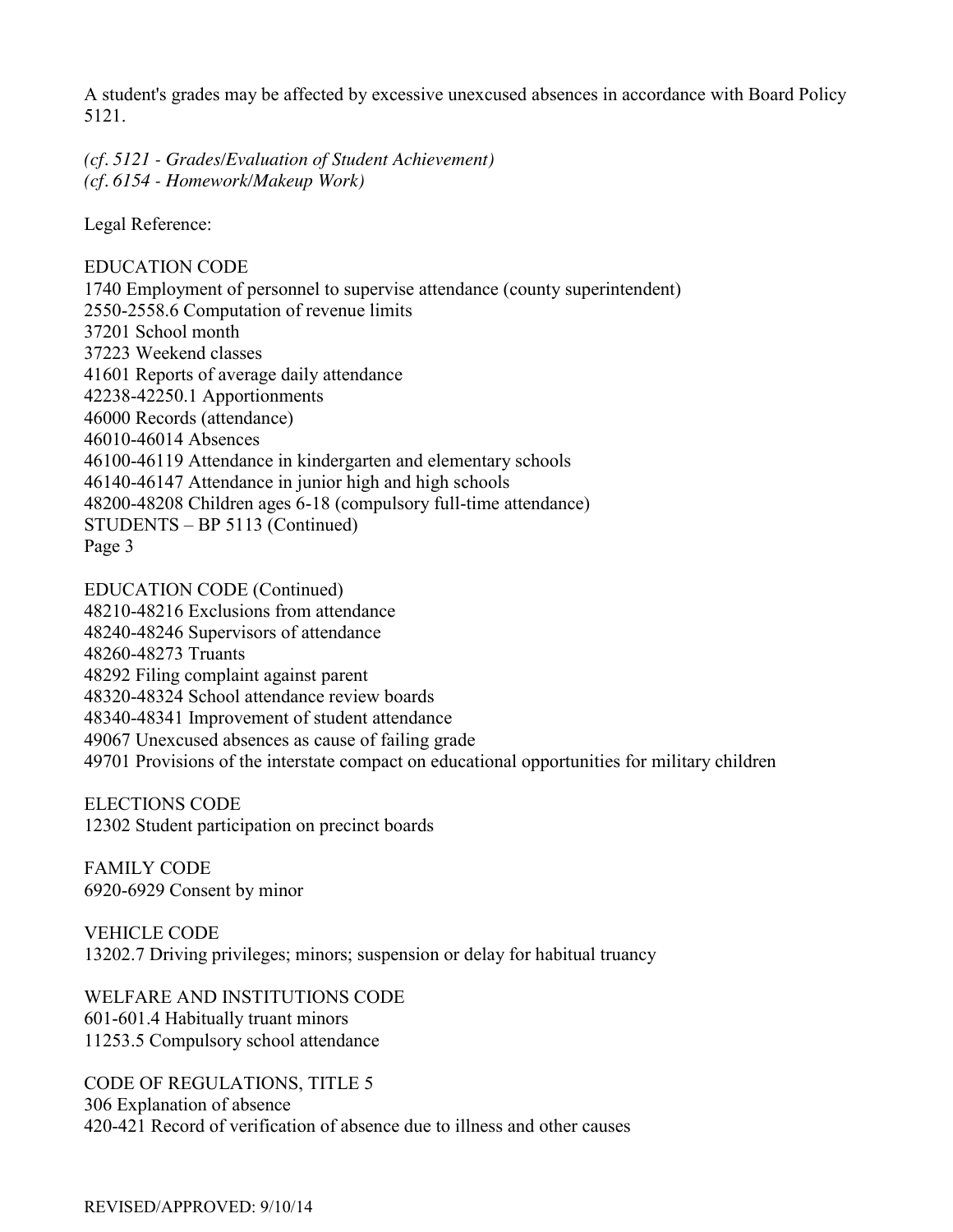A student's grades may be affected by excessive unexcused absences in accordance with Board Policy 5121.

*(cf. 5121 - Grades/Evaluation of Student Achievement)*
*(cf. 6154 - Homework/Makeup Work)*

Legal Reference:

EDUCATION CODE
1740 Employment of personnel to supervise attendance (county superintendent)
2550-2558.6 Computation of revenue limits
37201 School month
37223 Weekend classes
41601 Reports of average daily attendance
42238-42250.1 Apportionments
46000 Records (attendance)
46010-46014 Absences
46100-46119 Attendance in kindergarten and elementary schools
46140-46147 Attendance in junior high and high schools
48200-48208 Children ages 6-18 (compulsory full-time attendance)

EDUCATION CODE (Continued)
48210-48216 Exclusions from attendance
48240-48246 Supervisors of attendance
48260-48273 Truants
48292 Filing complaint against parent
48320-48324 School attendance review boards
48340-48341 Improvement of student attendance
49067 Unexcused absences as cause of failing grade
49701 Provisions of the interstate compact on educational opportunities for military children

ELECTIONS CODE
12302 Student participation on precinct boards

FAMILY CODE
6920-6929 Consent by minor

VEHICLE CODE
13202.7 Driving privileges; minors; suspension or delay for habitual truancy

WELFARE AND INSTITUTIONS CODE
601-601.4 Habitually truant minors
11253.5 Compulsory school attendance

CODE OF REGULATIONS, TITLE 5
306 Explanation of absence
420-421 Record of verification of absence due to illness and other causes

REVISED/APPROVED: 9/10/14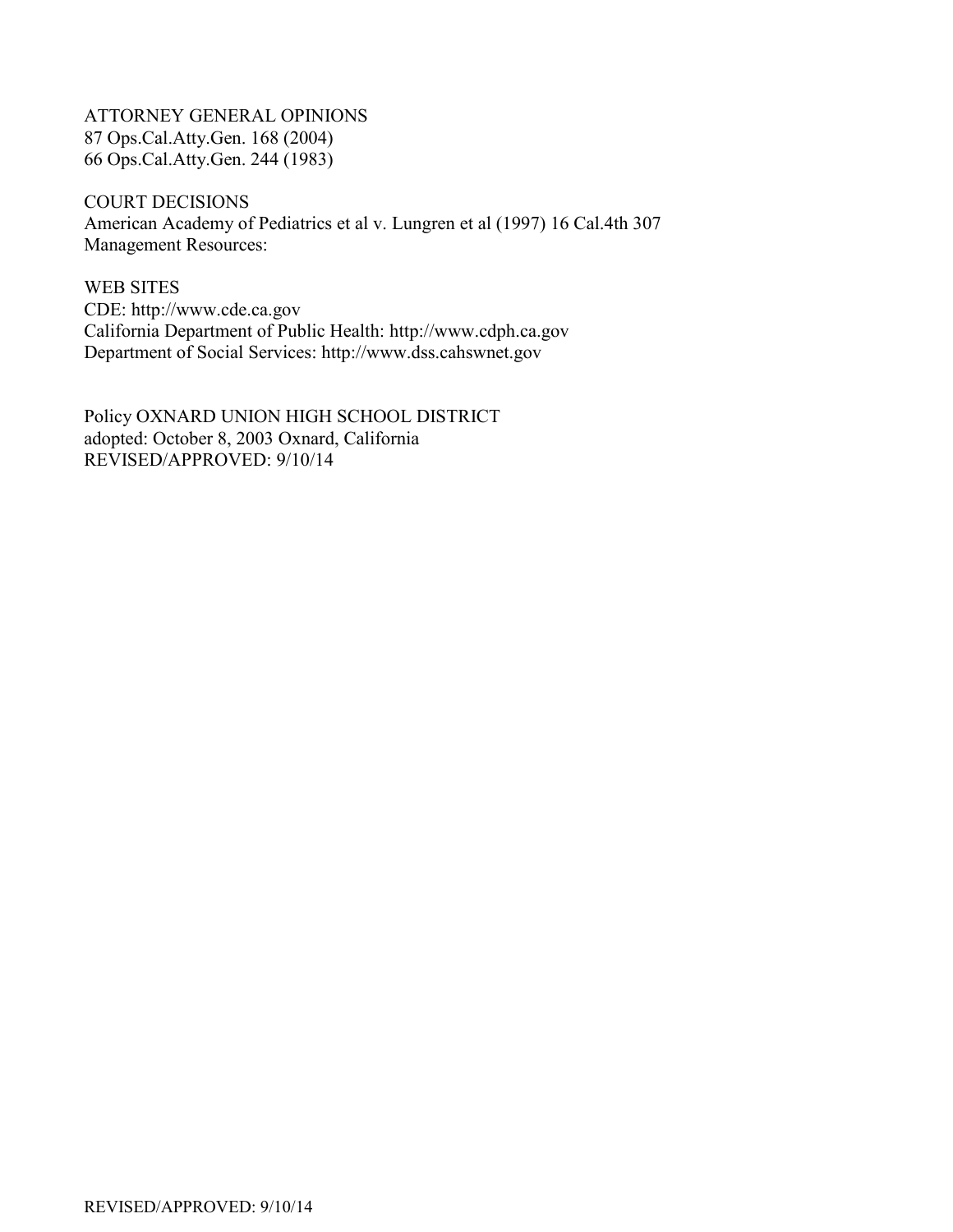ATTORNEY GENERAL OPINIONS
87 Ops.Cal.Atty.Gen. 168 (2004)
66 Ops.Cal.Atty.Gen. 244 (1983)

COURT DECISIONS
American Academy of Pediatrics et al v. Lungren et al (1997) 16 Cal.4th 307
Management Resources:

WEB SITES
CDE: http://www.cde.ca.gov
California Department of Public Health: http://www.cdph.ca.gov
Department of Social Services: http://www.dss.cahswnet.gov

Policy OXNARD UNION HIGH SCHOOL DISTRICT
adopted: October 8, 2003 Oxnard, California
REVISED/APPROVED: 9/10/14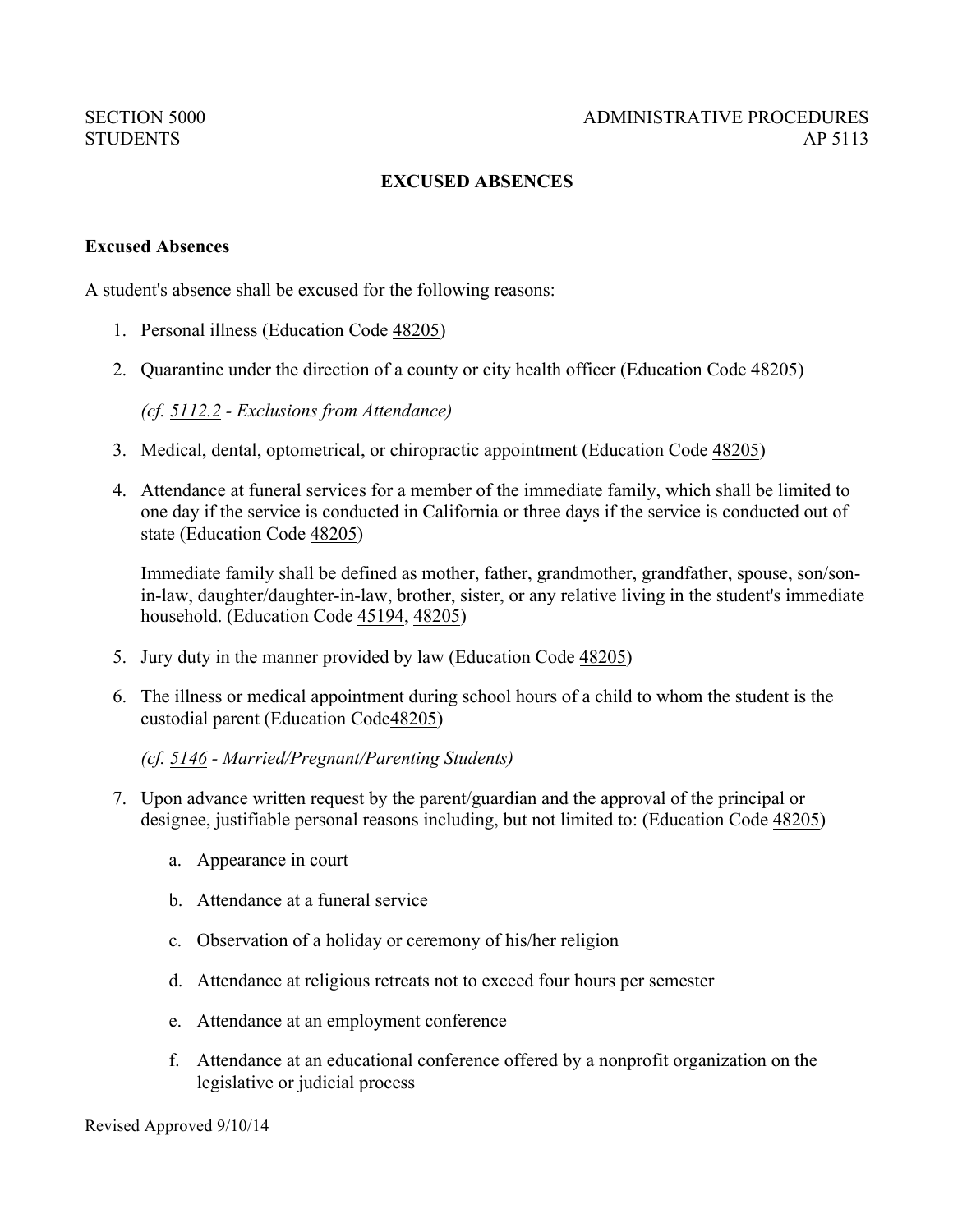SECTION 5000
STUDENTS

ADMINISTRATIVE PROCEDURES
AP 5113

# EXCUSED ABSENCES

**Excused Absences**

A student's absence shall be excused for the following reasons:

1. Personal illness (Education Code 48205)

2. Quarantine under the direction of a county or city health officer (Education Code 48205)

   *(cf. 5112.2 - Exclusions from Attendance)*

3. Medical, dental, optometrical, or chiropractic appointment (Education Code 48205)

4. Attendance at funeral services for a member of the immediate family, which shall be limited to one day if the service is conducted in California or three days if the service is conducted out of state (Education Code 48205)

   Immediate family shall be defined as mother, father, grandmother, grandfather, spouse, son/son-in-law, daughter/daughter-in-law, brother, sister, or any relative living in the student's immediate household. (Education Code 45194, 48205)

5. Jury duty in the manner provided by law (Education Code 48205)

6. The illness or medical appointment during school hours of a child to whom the student is the custodial parent (Education Code48205)

   *(cf. 5146 - Married/Pregnant/Parenting Students)*

7. Upon advance written request by the parent/guardian and the approval of the principal or designee, justifiable personal reasons including, but not limited to: (Education Code 48205)

   a. Appearance in court

   b. Attendance at a funeral service

   c. Observation of a holiday or ceremony of his/her religion

   d. Attendance at religious retreats not to exceed four hours per semester

   e. Attendance at an employment conference

   f. Attendance at an educational conference offered by a nonprofit organization on the legislative or judicial process

Revised Approved 9/10/14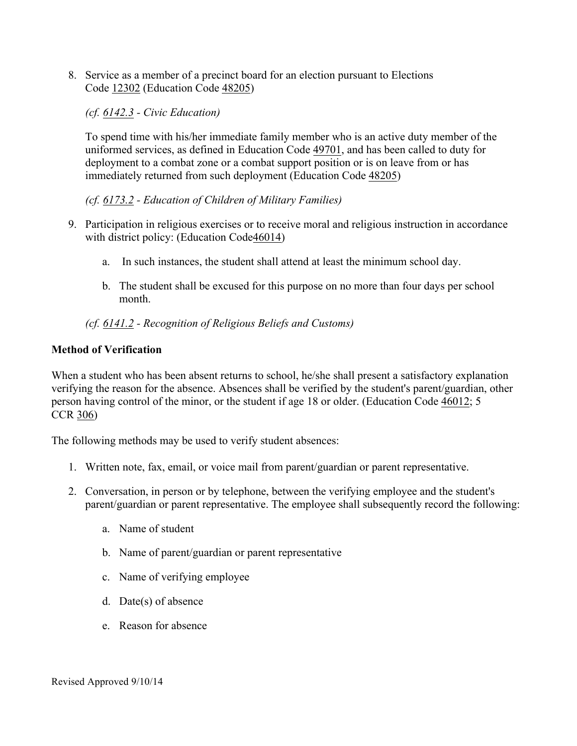8. Service as a member of a precinct board for an election pursuant to Elections Code 12302 (Education Code 48205)

   *(cf. 6142.3 - Civic Education)*

   To spend time with his/her immediate family member who is an active duty member of the uniformed services, as defined in Education Code 49701, and has been called to duty for deployment to a combat zone or a combat support position or is on leave from or has immediately returned from such deployment (Education Code 48205)

   *(cf. 6173.2 - Education of Children of Military Families)*

9. Participation in religious exercises or to receive moral and religious instruction in accordance with district policy: (Education Code46014)

   a. In such instances, the student shall attend at least the minimum school day.

   b. The student shall be excused for this purpose on no more than four days per school month.

   *(cf. 6141.2 - Recognition of Religious Beliefs and Customs)*

**Method of Verification**

When a student who has been absent returns to school, he/she shall present a satisfactory explanation verifying the reason for the absence. Absences shall be verified by the student's parent/guardian, other person having control of the minor, or the student if age 18 or older. (Education Code 46012; 5 CCR 306)

The following methods may be used to verify student absences:

1. Written note, fax, email, or voice mail from parent/guardian or parent representative.
2. Conversation, in person or by telephone, between the verifying employee and the student's parent/guardian or parent representative. The employee shall subsequently record the following:
   a. Name of student
   b. Name of parent/guardian or parent representative
   c. Name of verifying employee
   d. Date(s) of absence
   e. Reason for absence

Revised Approved 9/10/14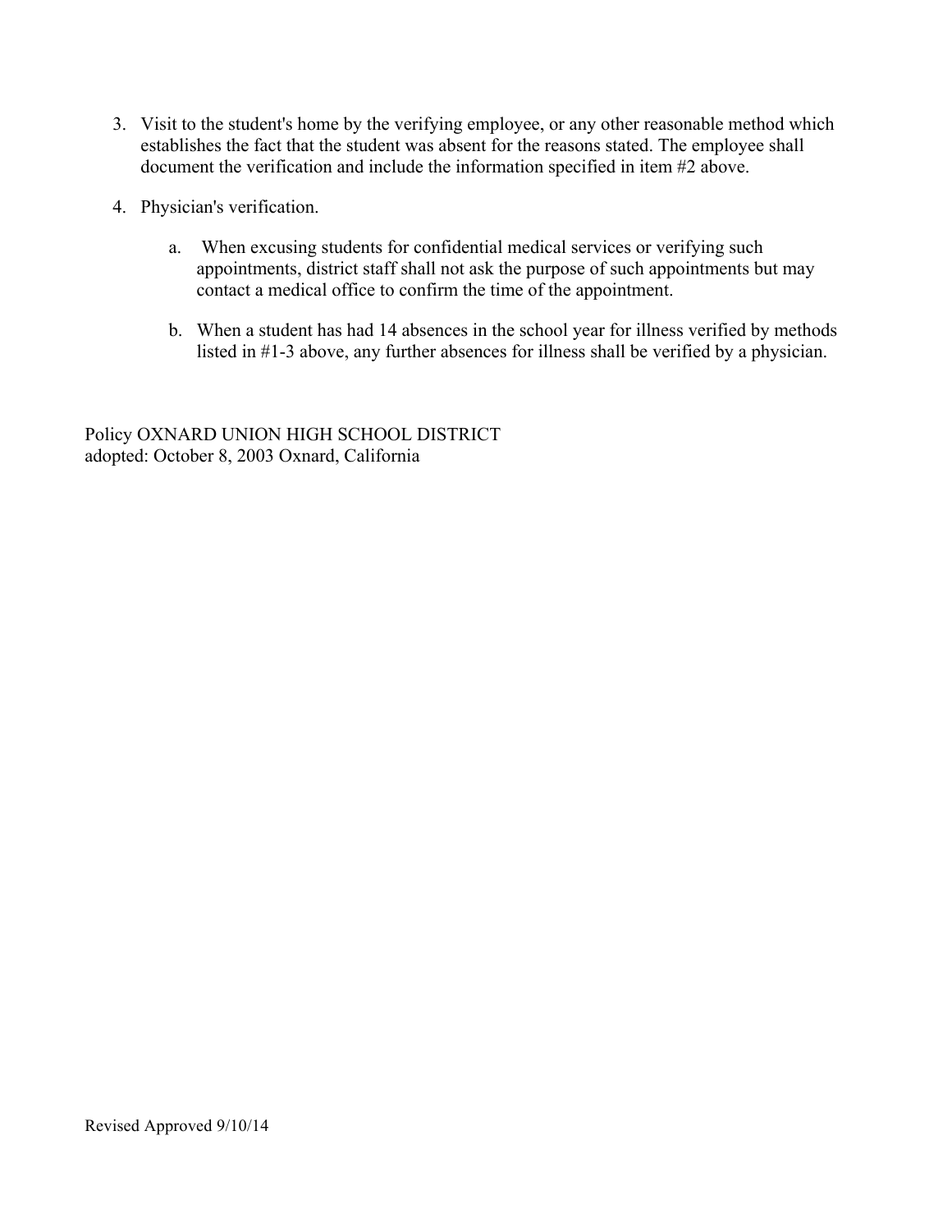3. Visit to the student's home by the verifying employee, or any other reasonable method which establishes the fact that the student was absent for the reasons stated. The employee shall document the verification and include the information specified in item #2 above.

4. Physician's verification.

    a. When excusing students for confidential medical services or verifying such appointments, district staff shall not ask the purpose of such appointments but may contact a medical office to confirm the time of the appointment.

    b. When a student has had 14 absences in the school year for illness verified by methods listed in #1-3 above, any further absences for illness shall be verified by a physician.

Policy OXNARD UNION HIGH SCHOOL DISTRICT
adopted: October 8, 2003 Oxnard, California

Revised Approved 9/10/14